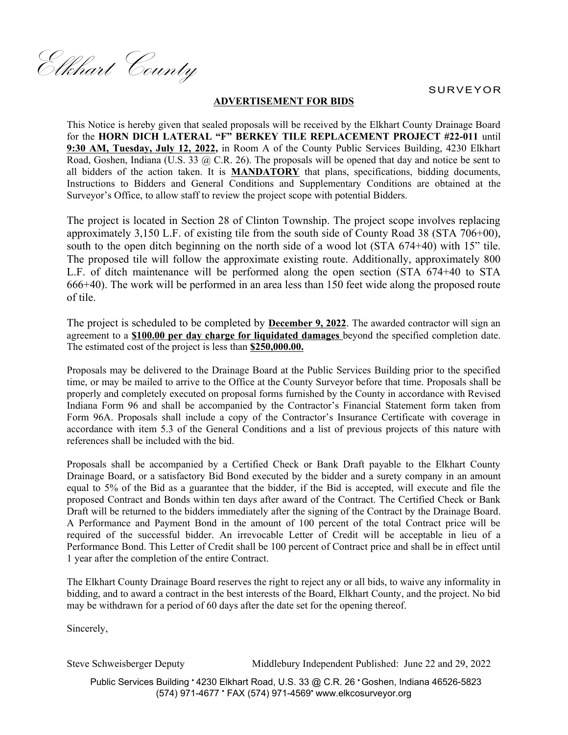*Elkhart County*

SURVEYOR

## ADVERTISEMENT FOR BIDS

This Notice is hereby given that sealed proposals will be received by the Elkhart County Drainage Board for the **HORN DICH LATERAL "F" BERKEY TILE REPLACEMENT PROJECT #22-011** until **9:30 AM, Tuesday, July 12, 2022,** in Room A of the County Public Services Building, 4230 Elkhart Road, Goshen, Indiana (U.S. 33 @ C.R. 26). The proposals will be opened that day and notice be sent to all bidders of the action taken. It is **MANDATORY** that plans, specifications, bidding documents, Instructions to Bidders and General Conditions and Supplementary Conditions are obtained at the Surveyor's Office, to allow staff to review the project scope with potential Bidders.

The project is located in Section 28 of Clinton Township. The project scope involves replacing approximately 3,150 L.F. of existing tile from the south side of County Road 38 (STA 706+00), south to the open ditch beginning on the north side of a wood lot (STA 674+40) with 15" tile. The proposed tile will follow the approximate existing route. Additionally, approximately 800 L.F. of ditch maintenance will be performed along the open section (STA 674+40 to STA 666+40). The work will be performed in an area less than 150 feet wide along the proposed route of tile.

The project is scheduled to be completed by **December 9, 2022**. The awarded contractor will sign an agreement to a **$100.00 per day charge for liquidated damages** beyond the specified completion date. The estimated cost of the project is less than **$250,000.00.**

Proposals may be delivered to the Drainage Board at the Public Services Building prior to the specified time, or may be mailed to arrive to the Office at the County Surveyor before that time. Proposals shall be properly and completely executed on proposal forms furnished by the County in accordance with Revised Indiana Form 96 and shall be accompanied by the Contractor's Financial Statement form taken from Form 96A. Proposals shall include a copy of the Contractor's Insurance Certificate with coverage in accordance with item 5.3 of the General Conditions and a list of previous projects of this nature with references shall be included with the bid.

Proposals shall be accompanied by a Certified Check or Bank Draft payable to the Elkhart County Drainage Board, or a satisfactory Bid Bond executed by the bidder and a surety company in an amount equal to 5% of the Bid as a guarantee that the bidder, if the Bid is accepted, will execute and file the proposed Contract and Bonds within ten days after award of the Contract. The Certified Check or Bank Draft will be returned to the bidders immediately after the signing of the Contract by the Drainage Board. A Performance and Payment Bond in the amount of 100 percent of the total Contract price will be required of the successful bidder. An irrevocable Letter of Credit will be acceptable in lieu of a Performance Bond. This Letter of Credit shall be 100 percent of Contract price and shall be in effect until 1 year after the completion of the entire Contract.

The Elkhart County Drainage Board reserves the right to reject any or all bids, to waive any informality in bidding, and to award a contract in the best interests of the Board, Elkhart County, and the project. No bid may be withdrawn for a period of 60 days after the date set for the opening thereof.

Sincerely,

Steve Schweisberger Deputy

Middlebury Independent Published: June 22 and 29, 2022

Public Services Building • 4230 Elkhart Road, U.S. 33 @ C.R. 26 • Goshen, Indiana 46526-5823
(574) 971-4677 • FAX (574) 971-4569 • www.elkcosurveyor.org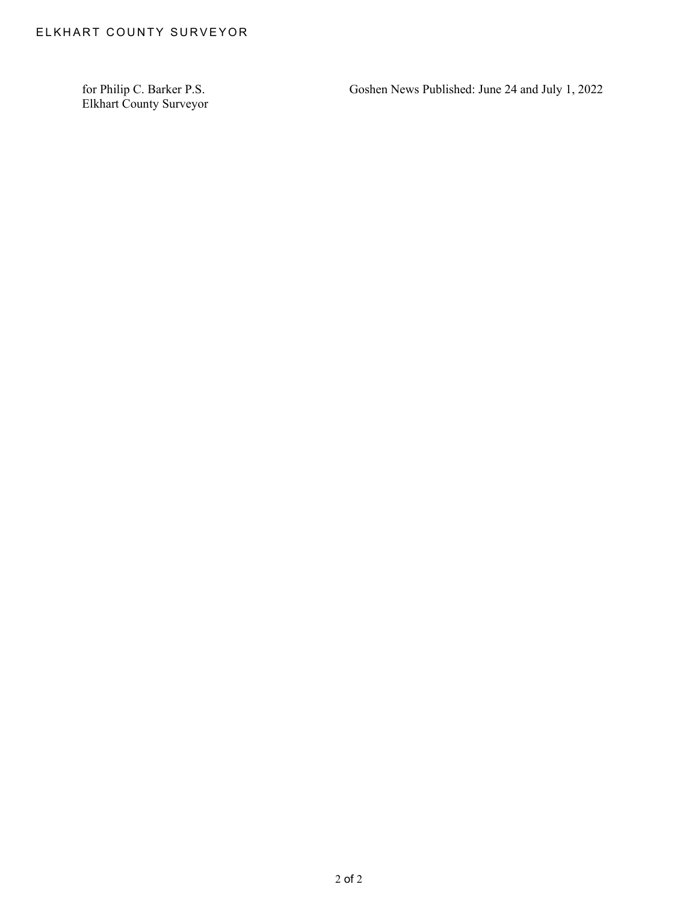for Philip C. Barker P.S.
Elkhart County Surveyor

Goshen News Published: June 24 and July 1, 2022